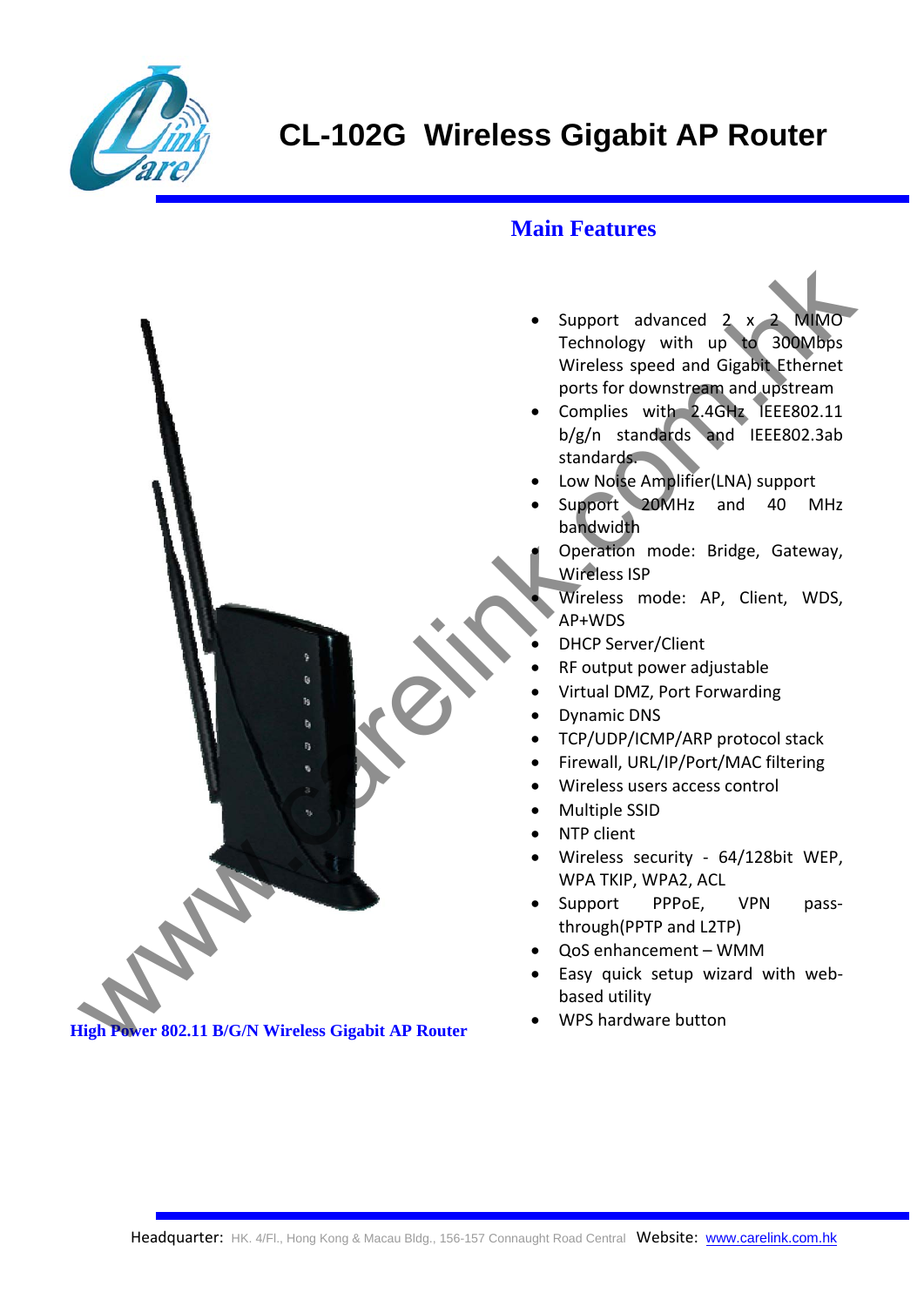# CL-102G Wireless Gigabit AP Router

## Main Features

- Support advanced 2 x 2 MIMO Technology with up to 300Mbps Wireless speed and Gigabit Ethernet ports for downstream and upstream
- Complies with 2.4GHz IEEE802.11 b/g/n standards and IEEE802.3ab standards.
- Low Noise Amplifier(LNA) support
- Support 20MHz and 40 MHz bandwidth
- Operation mode: Bridge, Gateway, Wireless ISP
- Wireless mode: AP, Client, WDS, AP+WDS
- DHCP Server/Client
- RF output power adjustable
- Virtual DMZ, Port Forwarding
- Dynamic DNS
- TCP/UDP/ICMP/ARP protocol stack
- Firewall, URL/IP/Port/MAC filtering
- Wireless users access control
- Multiple SSID
- NTP client
- Wireless security - 64/128bit WEP, WPA TKIP, WPA2, ACL
- Support PPPoE, VPN pass-through(PPTP and L2TP)
- QoS enhancement – WMM
- Easy quick setup wizard with web-based utility
- WPS hardware button

**High Power 802.11 B/G/N Wireless Gigabit AP Router**

Headquarter: HK. 4/Fl., Hong Kong & Macau Bldg., 156-157 Connaught Road Central Website: www.carelink.com.hk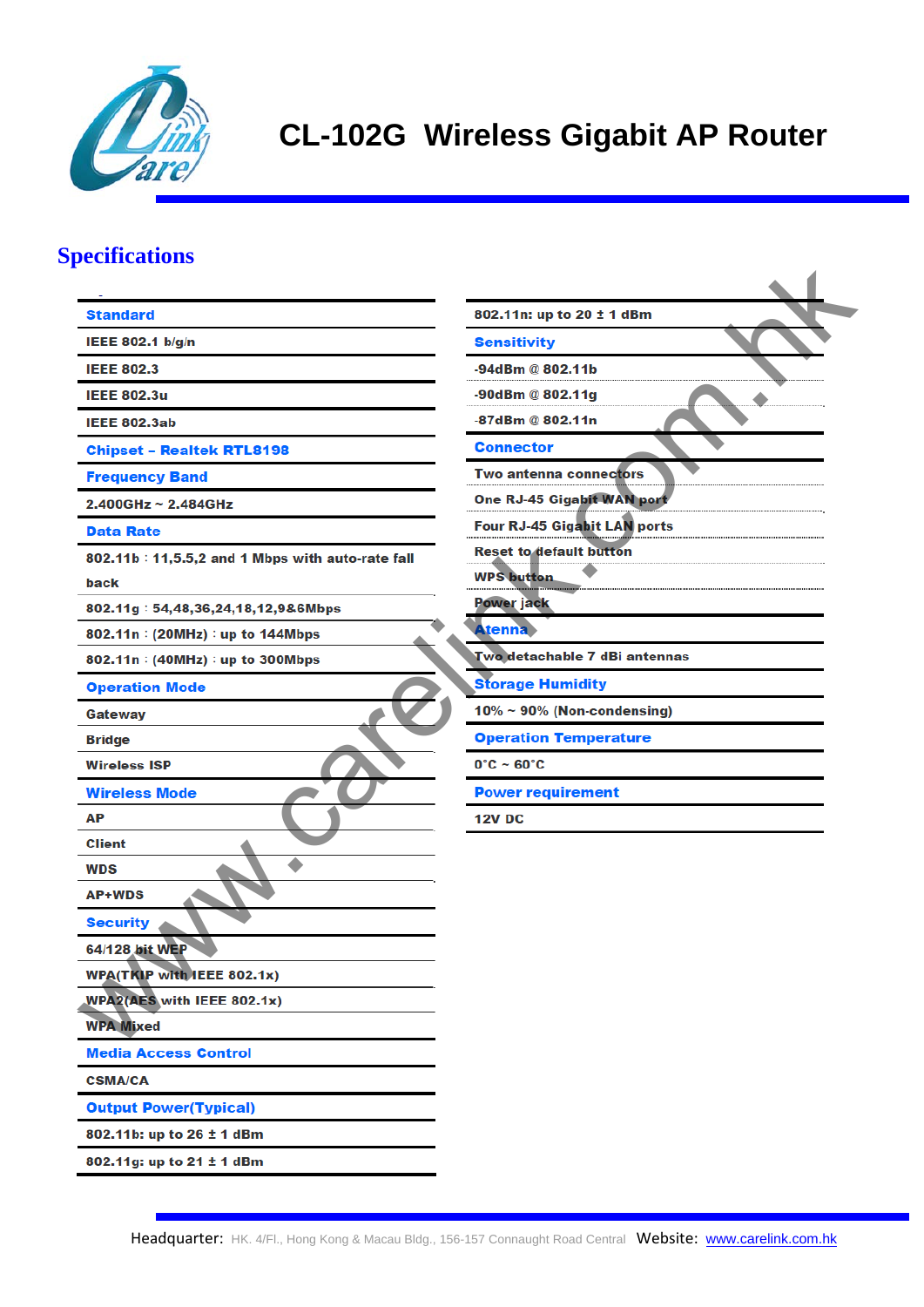# CL-102G Wireless Gigabit AP Router

## Specifications

| | |
|---|---|
| **Standard** | |
| IEEE 802.1 b/g/n | |
| IEEE 802.3 | |
| IEEE 802.3u | |
| IEEE 802.3ab | |
| **Chipset – Realtek RTL8198** | |
| **Frequency Band** | |
| 2.400GHz ~ 2.484GHz | |
| **Data Rate** | |
| 802.11b：11,5.5,2 and 1 Mbps with auto-rate fall back | |
| 802.11g：54,48,36,24,18,12,9&6Mbps | |
| 802.11n：(20MHz)：up to 144Mbps | |
| 802.11n：(40MHz)：up to 300Mbps | |
| **Operation Mode** | |
| Gateway | |
| Bridge | |
| Wireless ISP | |
| **Wireless Mode** | |
| AP | |
| Client | |
| WDS | |
| AP+WDS | |
| **Security** | |
| 64/128 bit WEP | |
| WPA(TKIP with IEEE 802.1x) | |
| WPA2(AES with IEEE 802.1x) | |
| WPA Mixed | |
| **Media Access Control** | |
| CSMA/CA | |
| **Output Power(Typical)** | |
| 802.11b: up to 26 ± 1 dBm | |
| 802.11g: up to 21 ± 1 dBm | |
| 802.11n: up to 20 ± 1 dBm | |
| **Sensitivity** | |
| -94dBm @ 802.11b | |
| -90dBm @ 802.11g | |
| -87dBm @ 802.11n | |
| **Connector** | |
| Two antenna connectors | |
| One RJ-45 Gigabit WAN port | |
| Four RJ-45 Gigabit LAN ports | |
| Reset to default button | |
| WPS button | |
| Power jack | |
| **Atenna** | |
| Two detachable 7 dBi antennas | |
| **Storage Humidity** | |
| 10% ~ 90% (Non-condensing) | |
| **Operation Temperature** | |
| 0°C ~ 60°C | |
| **Power requirement** | |
| 12V DC | |

Headquarter: HK. 4/Fl., Hong Kong & Macau Bldg., 156-157 Connaught Road Central Website: www.carelink.com.hk